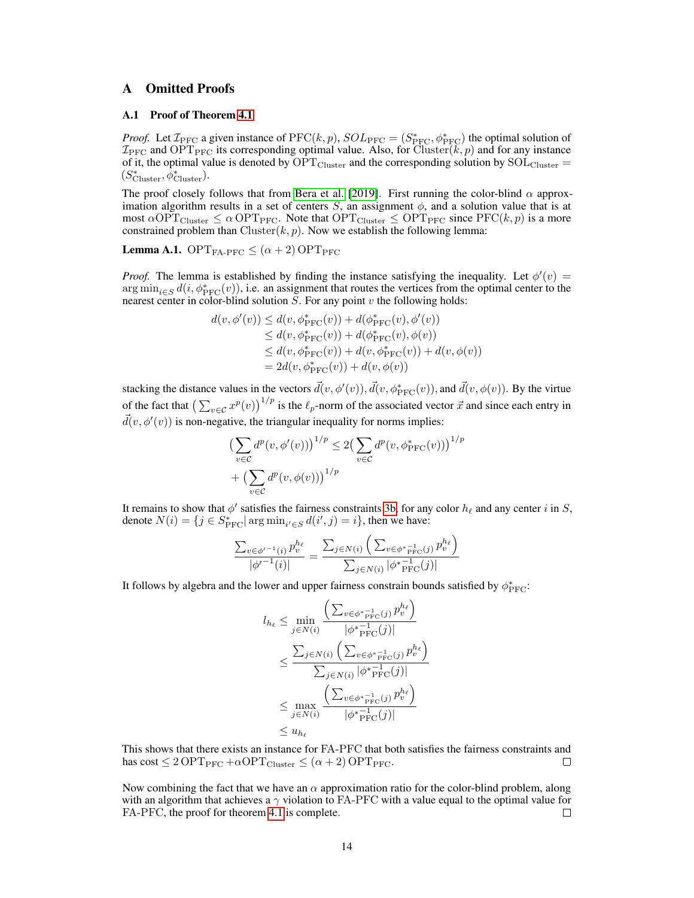## A Omitted Proofs

### A.1 Proof of Theorem 4.1

*Proof.* Let $\mathcal{I}_{\text{PFC}}$ a given instance of $\text{PFC}(k,p)$, $SOL_{\text{PFC}} = (S^*_{\text{PFC}}, \phi^*_{\text{PFC}})$ the optimal solution of $\mathcal{I}_{\text{PFC}}$ and $\text{OPT}_{\text{PFC}}$ its corresponding optimal value. Also, for $\text{Cluster}(k,p)$ and for any instance of it, the optimal value is denoted by $\text{OPT}_{\text{Cluster}}$ and the corresponding solution by $\text{SOL}_{\text{Cluster}} = (S^*_{\text{Cluster}}, \phi^*_{\text{Cluster}})$.

The proof closely follows that from Bera et al. [2019]. First running the color-blind $\alpha$ approximation algorithm results in a set of centers $S$, an assignment $\phi$, and a solution value that is at most $\alpha \text{OPT}_{\text{Cluster}} \leq \alpha \, \text{OPT}_{\text{PFC}}$. Note that $\text{OPT}_{\text{Cluster}} \leq \text{OPT}_{\text{PFC}}$ since $\text{PFC}(k,p)$ is a more constrained problem than $\text{Cluster}(k,p)$. Now we establish the following lemma:

**Lemma A.1.** $\text{OPT}_{\text{FA-PFC}} \leq (\alpha + 2)\, \text{OPT}_{\text{PFC}}$

*Proof.* The lemma is established by finding the instance satisfying the inequality. Let $\phi'(v) = \arg\min_{i \in S} d(i, \phi^*_{\text{PFC}}(v))$, i.e. an assignment that routes the vertices from the optimal center to the nearest center in color-blind solution $S$. For any point $v$ the following holds:

$$
\begin{aligned}
d(v, \phi'(v)) &\leq d(v, \phi^*_{\text{PFC}}(v)) + d(\phi^*_{\text{PFC}}(v), \phi'(v)) \\
&\leq d(v, \phi^*_{\text{PFC}}(v)) + d(\phi^*_{\text{PFC}}(v), \phi(v)) \\
&\leq d(v, \phi^*_{\text{PFC}}(v)) + d(v, \phi^*_{\text{PFC}}(v)) + d(v, \phi(v)) \\
&= 2d(v, \phi^*_{\text{PFC}}(v)) + d(v, \phi(v))
\end{aligned}
$$

stacking the distance values in the vectors $\vec{d}(v, \phi'(v)), \vec{d}(v, \phi^*_{\text{PFC}}(v))$, and $\vec{d}(v, \phi(v))$. By the virtue of the fact that $\big(\sum_{v \in \mathcal{C}} x^p(v)\big)^{1/p}$ is the $\ell_p$-norm of the associated vector $\vec{x}$ and since each entry in $\vec{d}(v, \phi'(v))$ is non-negative, the triangular inequality for norms implies:

$$
\begin{aligned}
\big(\sum_{v \in \mathcal{C}} d^p(v, \phi'(v))\big)^{1/p} &\leq 2\big(\sum_{v \in \mathcal{C}} d^p(v, \phi^*_{\text{PFC}}(v))\big)^{1/p} \\
&+ \big(\sum_{v \in \mathcal{C}} d^p(v, \phi(v))\big)^{1/p}
\end{aligned}
$$

It remains to show that $\phi'$ satisfies the fairness constraints 3b, for any color $h_\ell$ and any center $i$ in $S$, denote $N(i) = \{j \in S^*_{\text{PFC}} | \arg\min_{i' \in S} d(i', j) = i\}$, then we have:

$$
\frac{\sum_{v \in \phi'^{-1}(i)} p_v^{h_\ell}}{|\phi'^{-1}(i)|} = \frac{\sum_{j \in N(i)} \Big(\sum_{v \in \phi^{*-1}_{\text{PFC}}(j)} p_v^{h_\ell}\Big)}{\sum_{j \in N(i)} |\phi^{*-1}_{\text{PFC}}(j)|}
$$

It follows by algebra and the lower and upper fairness constrain bounds satisfied by $\phi^*_{\text{PFC}}$:

$$
\begin{aligned}
l_{h_\ell} &\leq \min_{j \in N(i)} \frac{\Big(\sum_{v \in \phi^{*-1}_{\text{PFC}}(j)} p_v^{h_\ell}\Big)}{|\phi^{*-1}_{\text{PFC}}(j)|} \\
&\leq \frac{\sum_{j \in N(i)} \Big(\sum_{v \in \phi^{*-1}_{\text{PFC}}(j)} p_v^{h_\ell}\Big)}{\sum_{j \in N(i)} |\phi^{*-1}_{\text{PFC}}(j)|} \\
&\leq \max_{j \in N(i)} \frac{\Big(\sum_{v \in \phi^{*-1}_{\text{PFC}}(j)} p_v^{h_\ell}\Big)}{|\phi^{*-1}_{\text{PFC}}(j)|} \\
&\leq u_{h_\ell}
\end{aligned}
$$

This shows that there exists an instance for FA-PFC that both satisfies the fairness constraints and has cost $\leq 2\,\text{OPT}_{\text{PFC}} + \alpha \text{OPT}_{\text{Cluster}} \leq (\alpha + 2)\, \text{OPT}_{\text{PFC}}$. □

Now combining the fact that we have an $\alpha$ approximation ratio for the color-blind problem, along with an algorithm that achieves a $\gamma$ violation to FA-PFC with a value equal to the optimal value for FA-PFC, the proof for theorem 4.1 is complete. □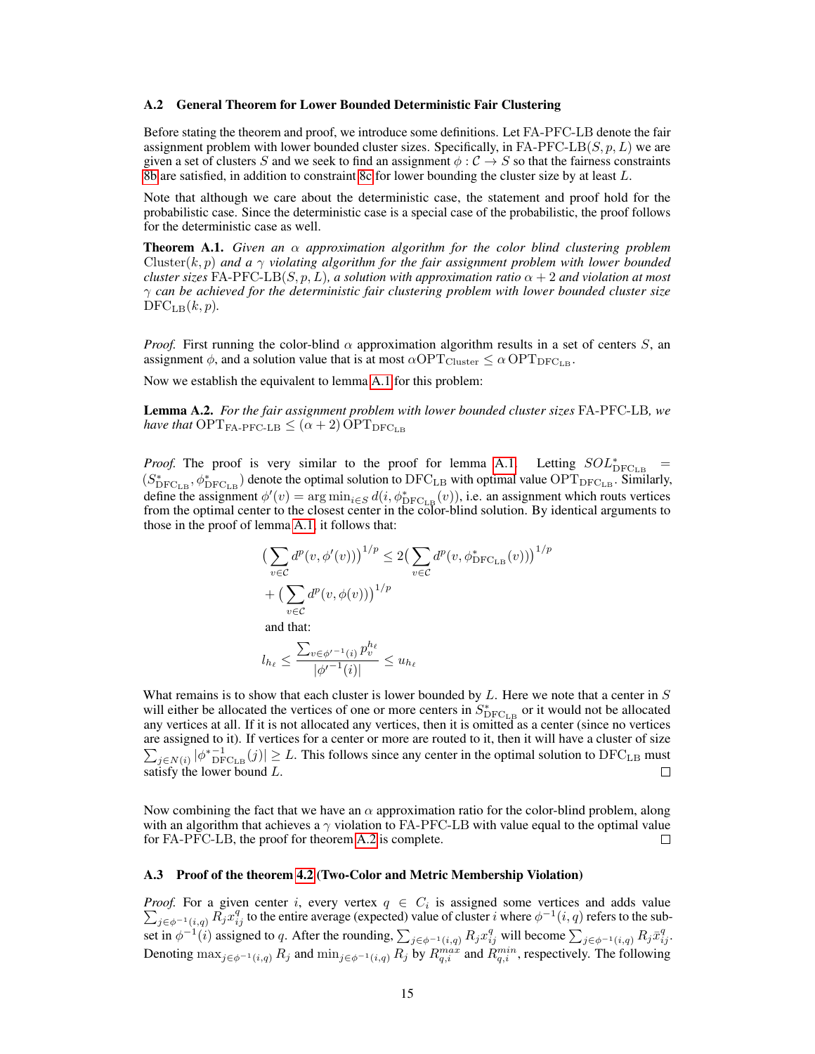### A.2 General Theorem for Lower Bounded Deterministic Fair Clustering

Before stating the theorem and proof, we introduce some definitions. Let FA-PFC-LB denote the fair assignment problem with lower bounded cluster sizes. Specifically, in FA-PFC-LB$(S, p, L)$ we are given a set of clusters $S$ and we seek to find an assignment $\phi : \mathcal{C} \rightarrow S$ so that the fairness constraints 8b are satisfied, in addition to constraint 8c for lower bounding the cluster size by at least $L$.

Note that although we care about the deterministic case, the statement and proof hold for the probabilistic case. Since the deterministic case is a special case of the probabilistic, the proof follows for the deterministic case as well.

**Theorem A.1.** *Given an $\alpha$ approximation algorithm for the color blind clustering problem $\text{Cluster}(k, p)$ and a $\gamma$ violating algorithm for the fair assignment problem with lower bounded cluster sizes FA-PFC-LB$(S, p, L)$, a solution with approximation ratio $\alpha + 2$ and violation at most $\gamma$ can be achieved for the deterministic fair clustering problem with lower bounded cluster size $\text{DFC}_{\text{LB}}(k, p)$.*

*Proof.* First running the color-blind $\alpha$ approximation algorithm results in a set of centers $S$, an assignment $\phi$, and a solution value that is at most $\alpha \text{OPT}_{\text{Cluster}} \leq \alpha \, \text{OPT}_{\text{DFC}_{\text{LB}}}$.

Now we establish the equivalent to lemma A.1 for this problem:

**Lemma A.2.** *For the fair assignment problem with lower bounded cluster sizes* FA-PFC-LB*, we have that* $\text{OPT}_{\text{FA-PFC-LB}} \leq (\alpha + 2) \, \text{OPT}_{\text{DFC}_{\text{LB}}}$

*Proof.* The proof is very similar to the proof for lemma A.1. Letting $SOL^*_{\text{DFC}_{\text{LB}}} = (S^*_{\text{DFC}_{\text{LB}}}, \phi^*_{\text{DFC}_{\text{LB}}})$ denote the optimal solution to $\text{DFC}_{\text{LB}}$ with optimal value $\text{OPT}_{\text{DFC}_{\text{LB}}}$. Similarly, define the assignment $\phi'(v) = \arg\min_{i \in S} d(i, \phi^*_{\text{DFC}_{\text{LB}}}(v))$, i.e. an assignment which routs vertices from the optimal center to the closest center in the color-blind solution. By identical arguments to those in the proof of lemma A.1, it follows that:

$$
\begin{aligned}
\big(\sum_{v \in \mathcal{C}} d^p(v, \phi'(v))\big)^{1/p} &\leq 2\big(\sum_{v \in \mathcal{C}} d^p(v, \phi^*_{\text{DFC}_{\text{LB}}}(v))\big)^{1/p} \\
&+ \big(\sum_{v \in \mathcal{C}} d^p(v, \phi(v))\big)^{1/p}
\end{aligned}
$$

and that:

$$
l_{h_\ell} \leq \frac{\sum_{v \in \phi'^{-1}(i)} p_v^{h_\ell}}{|\phi'^{-1}(i)|} \leq u_{h_\ell}
$$

What remains is to show that each cluster is lower bounded by $L$. Here we note that a center in $S$ will either be allocated the vertices of one or more centers in $S^*_{\text{DFC}_{\text{LB}}}$ or it would not be allocated any vertices at all. If it is not allocated any vertices, then it is omitted as a center (since no vertices are assigned to it). If vertices for a center or more are routed to it, then it will have a cluster of size $\sum_{j \in N(i)} |{\phi^*}^{-1}_{\text{DFC}_{\text{LB}}}(j)| \geq L$. This follows since any center in the optimal solution to $\text{DFC}_{\text{LB}}$ must satisfy the lower bound $L$. ∎

Now combining the fact that we have an $\alpha$ approximation ratio for the color-blind problem, along with an algorithm that achieves a $\gamma$ violation to FA-PFC-LB with value equal to the optimal value for FA-PFC-LB, the proof for theorem A.2 is complete. ∎

### A.3 Proof of the theorem 4.2 (Two-Color and Metric Membership Violation)

*Proof.* For a given center $i$, every vertex $q \in C_i$ is assigned some vertices and adds value $\sum_{j \in \phi^{-1}(i,q)} R_j x^q_{ij}$ to the entire average (expected) value of cluster $i$ where $\phi^{-1}(i, q)$ refers to the subset in $\phi^{-1}(i)$ assigned to $q$. After the rounding, $\sum_{j \in \phi^{-1}(i,q)} R_j x^q_{ij}$ will become $\sum_{j \in \phi^{-1}(i,q)} R_j \bar{x}^q_{ij}$. Denoting $\max_{j \in \phi^{-1}(i,q)} R_j$ and $\min_{j \in \phi^{-1}(i,q)} R_j$ by $R^{max}_{q,i}$ and $R^{min}_{q,i}$, respectively. The following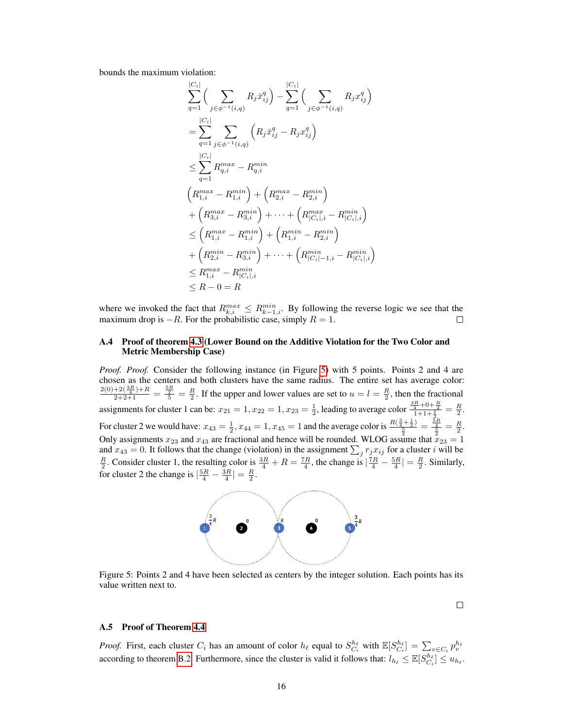bounds the maximum violation:

$$
\begin{aligned}
&\sum_{q=1}^{|C_i|}\Big(\sum_{j\in\phi^{-1}(i,q)} R_j \bar{x}_{ij}^q\Big) - \sum_{q=1}^{|C_i|}\Big(\sum_{j\in\phi^{-1}(i,q)} R_j x_{ij}^q\Big) \\
&= \sum_{q=1}^{|C_i|}\sum_{j\in\phi^{-1}(i,q)} \Big(R_j \bar{x}_{ij}^q - R_j x_{ij}^q\Big) \\
&\leq \sum_{q=1}^{|C_i|} R_{q,i}^{max} - R_{q,i}^{min} \\
&\Big(R_{1,i}^{max} - R_{1,i}^{min}\Big) + \Big(R_{2,i}^{max} - R_{2,i}^{min}\Big) \\
&+ \Big(R_{3,i}^{max} - R_{3,i}^{min}\Big) + \cdots + \Big(R_{|C_i|,i}^{max} - R_{|C_i|,i}^{min}\Big) \\
&\leq \Big(R_{1,i}^{max} - R_{1,i}^{min}\Big) + \Big(R_{1,i}^{min} - R_{2,i}^{min}\Big) \\
&+ \Big(R_{2,i}^{min} - R_{3,i}^{min}\Big) + \cdots + \Big(R_{|C_i|-1,i}^{min} - R_{|C_i|,i}^{min}\Big) \\
&\leq R_{1,i}^{max} - R_{|C_i|,i}^{min} \\
&\leq R - 0 = R
\end{aligned}
$$

where we invoked the fact that $R_{k,i}^{max} \leq R_{k-1,i}^{min}$. By following the reverse logic we see that the maximum drop is $-R$. For the probabilistic case, simply $R = 1$. □

### A.4 Proof of theorem 4.3 (Lower Bound on the Additive Violation for the Two Color and Metric Membership Case)

*Proof. Proof.* Consider the following instance (in Figure 5) with 5 points. Points 2 and 4 are chosen as the centers and both clusters have the same radius. The entire set has average color: $\frac{2(0)+2(\frac{3R}{4})+R}{2+2+1} = \frac{\frac{5R}{2}}{5} = \frac{R}{2}$. If the upper and lower values are set to $u = l = \frac{R}{2}$, then the fractional assignments for cluster 1 can be: $x_{21} = 1, x_{22} = 1, x_{23} = \frac{1}{2}$, leading to average color $\frac{\frac{3R}{4}+0+\frac{R}{2}}{1+1+\frac{1}{2}} = \frac{R}{2}$. For cluster 2 we would have: $x_{43} = \frac{1}{2}, x_{44} = 1, x_{45} = 1$ and the average color is $\frac{R(\frac{3}{4}+\frac{1}{2})}{\frac{5}{2}} = \frac{\frac{5R}{4}}{\frac{5}{2}} = \frac{R}{2}$. Only assignments $x_{23}$ and $x_{43}$ are fractional and hence will be rounded. WLOG assume that $x_{23} = 1$ and $x_{43} = 0$. It follows that the change (violation) in the assignment $\sum_j r_j x_{ij}$ for a cluster $i$ will be $\frac{R}{2}$. Consider cluster 1, the resulting color is $\frac{3R}{4} + R = \frac{7R}{4}$, the change is $|\frac{7R}{4} - \frac{5R}{4}| = \frac{R}{2}$. Similarly, for cluster 2 the change is $|\frac{5R}{4} - \frac{3R}{4}| = \frac{R}{2}$.

Figure 5: Points 2 and 4 have been selected as centers by the integer solution. Each points has its value written next to.

□

### A.5 Proof of Theorem 4.4

*Proof.* First, each cluster $C_i$ has an amount of color $h_\ell$ equal to $S_{C_i}^{h_\ell}$ with $\mathbb{E}[S_{C_i}^{h_\ell}] = \sum_{v\in C_i} p_v^{h_\ell}$ according to theorem B.2. Furthermore, since the cluster is valid it follows that: $l_{h_\ell} \leq \mathbb{E}[S_{C_i}^{h_\ell}] \leq u_{h_\ell}$.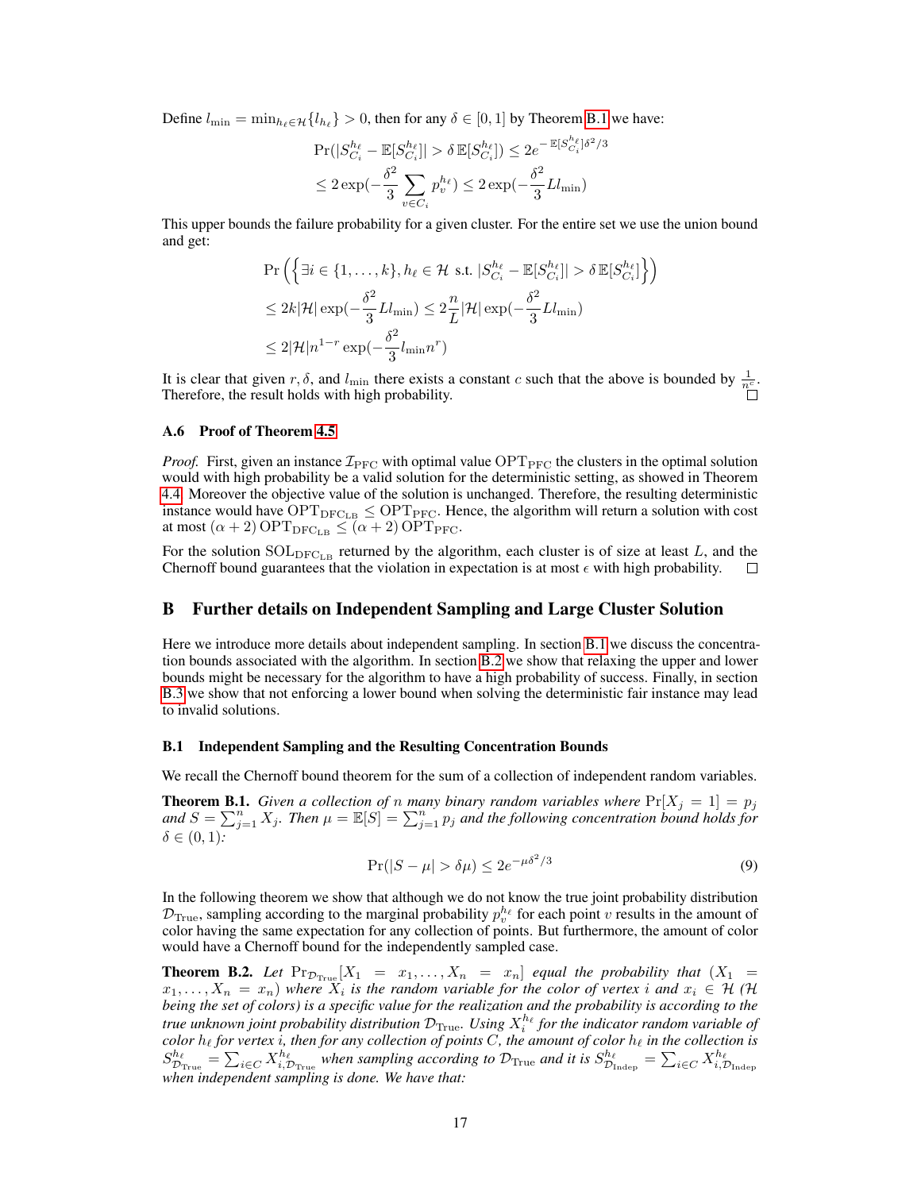Define $l_{\min} = \min_{h_\ell \in \mathcal{H}}\{l_{h_\ell}\} > 0$, then for any $\delta \in [0,1]$ by Theorem B.1 we have:

$$\Pr(|S^{h_\ell}_{C_i} - \mathbb{E}[S^{h_\ell}_{C_i}]| > \delta\,\mathbb{E}[S^{h_\ell}_{C_i}]) \leq 2e^{-\mathbb{E}[S^{h_\ell}_{C_i}]\delta^2/3}$$
$$\leq 2\exp(-\frac{\delta^2}{3}\sum_{v \in C_i} p^{h_\ell}_v) \leq 2\exp(-\frac{\delta^2}{3}Ll_{\min})$$

This upper bounds the failure probability for a given cluster. For the entire set we use the union bound and get:

$$\Pr\left(\left\{\exists i \in \{1,\dots,k\}, h_\ell \in \mathcal{H} \text{ s.t. } |S^{h_\ell}_{C_i} - \mathbb{E}[S^{h_\ell}_{C_i}]| > \delta\,\mathbb{E}[S^{h_\ell}_{C_i}]\right\}\right)$$
$$\leq 2k|\mathcal{H}|\exp(-\frac{\delta^2}{3}Ll_{\min}) \leq 2\frac{n}{L}|\mathcal{H}|\exp(-\frac{\delta^2}{3}Ll_{\min})$$
$$\leq 2|\mathcal{H}|n^{1-r}\exp(-\frac{\delta^2}{3}l_{\min}n^r)$$

It is clear that given $r, \delta$, and $l_{\min}$ there exists a constant $c$ such that the above is bounded by $\frac{1}{n^c}$. Therefore, the result holds with high probability. □

### A.6 Proof of Theorem 4.5

*Proof.* First, given an instance $\mathcal{I}_{\text{PFC}}$ with optimal value $\text{OPT}_{\text{PFC}}$ the clusters in the optimal solution would with high probability be a valid solution for the deterministic setting, as showed in Theorem 4.4. Moreover the objective value of the solution is unchanged. Therefore, the resulting deterministic instance would have $\text{OPT}_{\text{DFC}_{\text{LB}}} \leq \text{OPT}_{\text{PFC}}$. Hence, the algorithm will return a solution with cost at most $(\alpha + 2)\,\text{OPT}_{\text{DFC}_{\text{LB}}} \leq (\alpha+2)\,\text{OPT}_{\text{PFC}}$.

For the solution $\text{SOL}_{\text{DFC}_{\text{LB}}}$ returned by the algorithm, each cluster is of size at least $L$, and the Chernoff bound guarantees that the violation in expectation is at most $\epsilon$ with high probability. □

## B Further details on Independent Sampling and Large Cluster Solution

Here we introduce more details about independent sampling. In section B.1 we discuss the concentration bounds associated with the algorithm. In section B.2 we show that relaxing the upper and lower bounds might be necessary for the algorithm to have a high probability of success. Finally, in section B.3 we show that not enforcing a lower bound when solving the deterministic fair instance may lead to invalid solutions.

### B.1 Independent Sampling and the Resulting Concentration Bounds

We recall the Chernoff bound theorem for the sum of a collection of independent random variables.

**Theorem B.1.** *Given a collection of $n$ many binary random variables where $\Pr[X_j = 1] = p_j$ and $S = \sum_{j=1}^n X_j$. Then $\mu = \mathbb{E}[S] = \sum_{j=1}^n p_j$ and the following concentration bound holds for $\delta \in (0,1)$:*

$$\Pr(|S - \mu| > \delta\mu) \leq 2e^{-\mu\delta^2/3} \tag{9}$$

In the following theorem we show that although we do not know the true joint probability distribution $\mathcal{D}_{\text{True}}$, sampling according to the marginal probability $p^{h_\ell}_v$ for each point $v$ results in the amount of color having the same expectation for any collection of points. But furthermore, the amount of color would have a Chernoff bound for the independently sampled case.

**Theorem B.2.** *Let $\Pr_{\mathcal{D}_{\text{True}}}[X_1 = x_1, \dots, X_n = x_n]$ equal the probability that $(X_1 = x_1, \dots, X_n = x_n)$ where $X_i$ is the random variable for the color of vertex $i$ and $x_i \in \mathcal{H}$ ($\mathcal{H}$ being the set of colors) is a specific value for the realization and the probability is according to the true unknown joint probability distribution $\mathcal{D}_{\text{True}}$. Using $X^{h_\ell}_i$ for the indicator random variable of color $h_\ell$ for vertex $i$, then for any collection of points $C$, the amount of color $h_\ell$ in the collection is $S^{h_\ell}_{\mathcal{D}_{\text{True}}} = \sum_{i \in C} X^{h_\ell}_{i,\mathcal{D}_{\text{True}}}$ when sampling according to $\mathcal{D}_{\text{True}}$ and it is $S^{h_\ell}_{\mathcal{D}_{\text{Indep}}} = \sum_{i \in C} X^{h_\ell}_{i,\mathcal{D}_{\text{Indep}}}$ when independent sampling is done. We have that:*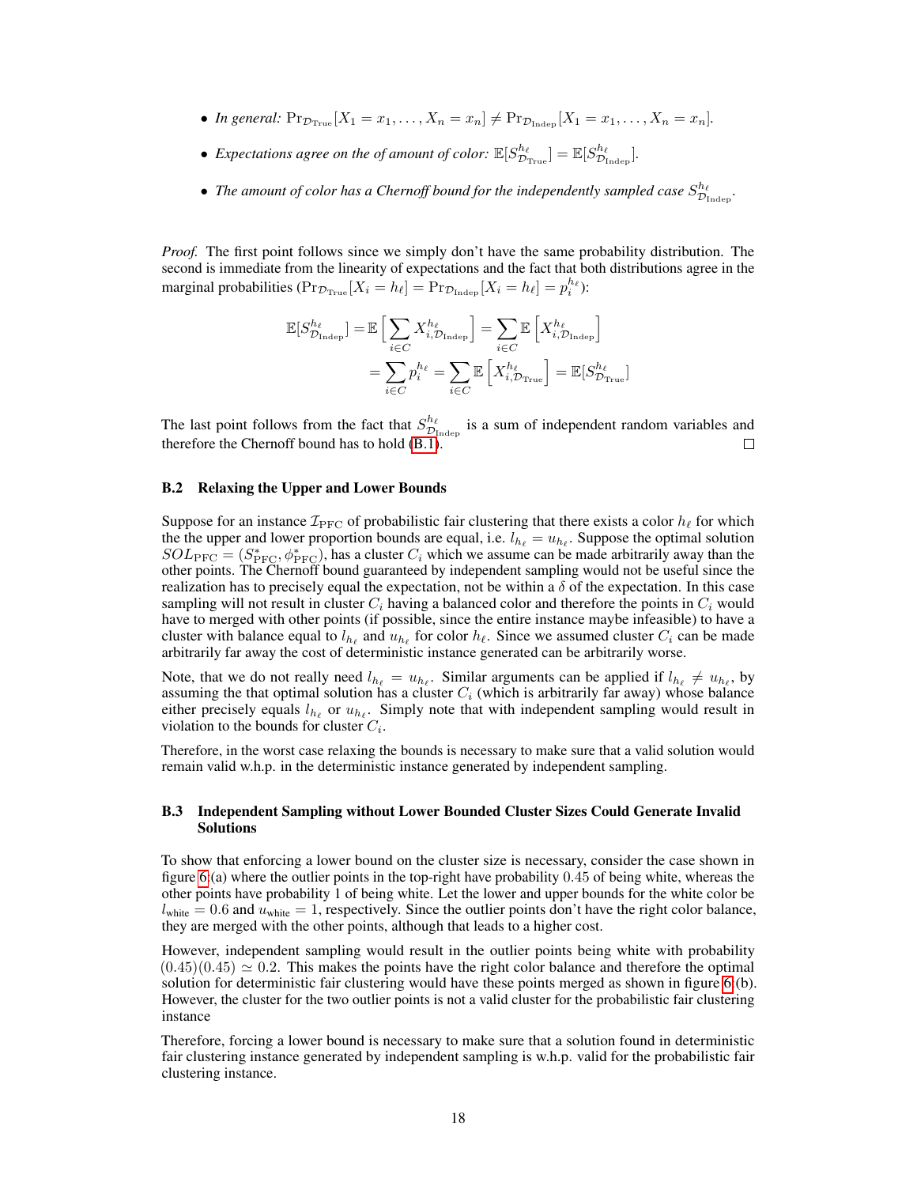- *In general:* $\Pr_{\mathcal{D}_{\text{True}}}[X_1 = x_1, \dots, X_n = x_n] \neq \Pr_{\mathcal{D}_{\text{Indep}}}[X_1 = x_1, \dots, X_n = x_n]$.
- *Expectations agree on the of amount of color:* $\mathbb{E}[S^{h_\ell}_{\mathcal{D}_{\text{True}}}] = \mathbb{E}[S^{h_\ell}_{\mathcal{D}_{\text{Indep}}}]$.
- *The amount of color has a Chernoff bound for the independently sampled case* $S^{h_\ell}_{\mathcal{D}_{\text{Indep}}}$.

*Proof.* The first point follows since we simply don't have the same probability distribution. The second is immediate from the linearity of expectations and the fact that both distributions agree in the marginal probabilities ($\Pr_{\mathcal{D}_{\text{True}}}[X_i = h_\ell] = \Pr_{\mathcal{D}_{\text{Indep}}}[X_i = h_\ell] = p^{h_\ell}_i$):

$$
\begin{aligned}
\mathbb{E}[S^{h_\ell}_{\mathcal{D}_{\text{Indep}}}] &= \mathbb{E}\Big[\sum_{i \in C} X^{h_\ell}_{i,\mathcal{D}_{\text{Indep}}}\Big] = \sum_{i \in C} \mathbb{E}\left[X^{h_\ell}_{i,\mathcal{D}_{\text{Indep}}}\right] \\
&= \sum_{i \in C} p^{h_\ell}_i = \sum_{i \in C} \mathbb{E}\left[X^{h_\ell}_{i,\mathcal{D}_{\text{True}}}\right] = \mathbb{E}[S^{h_\ell}_{\mathcal{D}_{\text{True}}}]
\end{aligned}
$$

The last point follows from the fact that $S^{h_\ell}_{\mathcal{D}_{\text{Indep}}}$ is a sum of independent random variables and therefore the Chernoff bound has to hold (B.1). $\square$

### B.2 Relaxing the Upper and Lower Bounds

Suppose for an instance $\mathcal{I}_{\text{PFC}}$ of probabilistic fair clustering that there exists a color $h_\ell$ for which the the upper and lower proportion bounds are equal, i.e. $l_{h_\ell} = u_{h_\ell}$. Suppose the optimal solution $SOL_{\text{PFC}} = (S^*_{\text{PFC}}, \phi^*_{\text{PFC}})$, has a cluster $C_i$ which we assume can be made arbitrarily away than the other points. The Chernoff bound guaranteed by independent sampling would not be useful since the realization has to precisely equal the expectation, not be within a $\delta$ of the expectation. In this case sampling will not result in cluster $C_i$ having a balanced color and therefore the points in $C_i$ would have to merged with other points (if possible, since the entire instance maybe infeasible) to have a cluster with balance equal to $l_{h_\ell}$ and $u_{h_\ell}$ for color $h_\ell$. Since we assumed cluster $C_i$ can be made arbitrarily far away the cost of deterministic instance generated can be arbitrarily worse.

Note, that we do not really need $l_{h_\ell} = u_{h_\ell}$. Similar arguments can be applied if $l_{h_\ell} \neq u_{h_\ell}$, by assuming the that optimal solution has a cluster $C_i$ (which is arbitrarily far away) whose balance either precisely equals $l_{h_\ell}$ or $u_{h_\ell}$. Simply note that with independent sampling would result in violation to the bounds for cluster $C_i$.

Therefore, in the worst case relaxing the bounds is necessary to make sure that a valid solution would remain valid w.h.p. in the deterministic instance generated by independent sampling.

### B.3 Independent Sampling without Lower Bounded Cluster Sizes Could Generate Invalid Solutions

To show that enforcing a lower bound on the cluster size is necessary, consider the case shown in figure 6:(a) where the outlier points in the top-right have probability 0.45 of being white, whereas the other points have probability 1 of being white. Let the lower and upper bounds for the white color be $l_{\text{white}} = 0.6$ and $u_{\text{white}} = 1$, respectively. Since the outlier points don't have the right color balance, they are merged with the other points, although that leads to a higher cost.

However, independent sampling would result in the outlier points being white with probability $(0.45)(0.45) \simeq 0.2$. This makes the points have the right color balance and therefore the optimal solution for deterministic fair clustering would have these points merged as shown in figure 6:(b). However, the cluster for the two outlier points is not a valid cluster for the probabilistic fair clustering instance

Therefore, forcing a lower bound is necessary to make sure that a solution found in deterministic fair clustering instance generated by independent sampling is w.h.p. valid for the probabilistic fair clustering instance.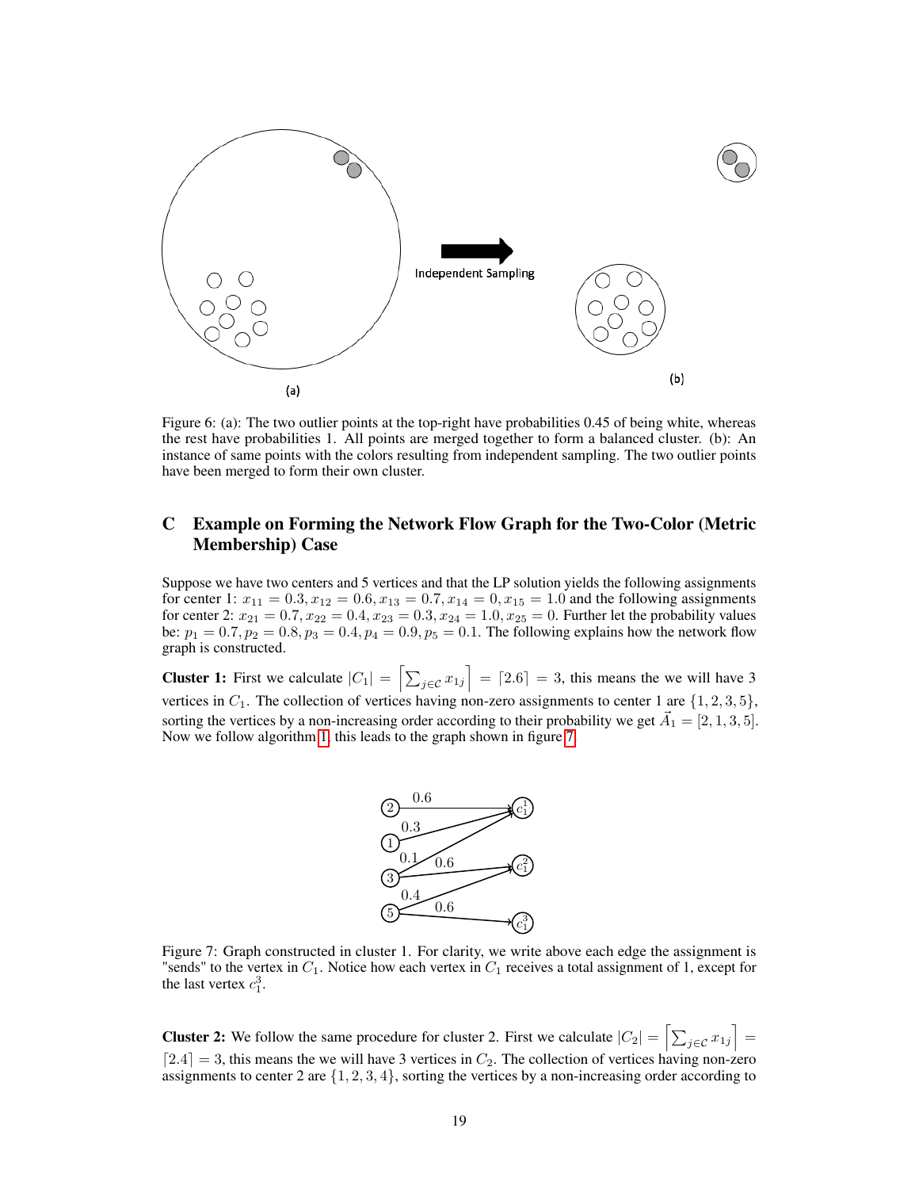Figure 6: (a): The two outlier points at the top-right have probabilities 0.45 of being white, whereas the rest have probabilities 1. All points are merged together to form a balanced cluster. (b): An instance of same points with the colors resulting from independent sampling. The two outlier points have been merged to form their own cluster.

## C Example on Forming the Network Flow Graph for the Two-Color (Metric Membership) Case

Suppose we have two centers and 5 vertices and that the LP solution yields the following assignments for center 1: $x_{11} = 0.3, x_{12} = 0.6, x_{13} = 0.7, x_{14} = 0, x_{15} = 1.0$ and the following assignments for center 2: $x_{21} = 0.7, x_{22} = 0.4, x_{23} = 0.3, x_{24} = 1.0, x_{25} = 0$. Further let the probability values be: $p_1 = 0.7, p_2 = 0.8, p_3 = 0.4, p_4 = 0.9, p_5 = 0.1$. The following explains how the network flow graph is constructed.

**Cluster 1:** First we calculate $|C_1| = \left\lceil \sum_{j \in \mathcal{C}} x_{1j} \right\rceil = \lceil 2.6 \rceil = 3$, this means the we will have 3 vertices in $C_1$. The collection of vertices having non-zero assignments to center 1 are $\{1, 2, 3, 5\}$, sorting the vertices by a non-increasing order according to their probability we get $\vec{A}_1 = [2, 1, 3, 5]$. Now we follow algorithm 1, this leads to the graph shown in figure 7.

Figure 7: Graph constructed in cluster 1. For clarity, we write above each edge the assignment is "sends" to the vertex in $C_1$. Notice how each vertex in $C_1$ receives a total assignment of 1, except for the last vertex $c_1^3$.

**Cluster 2:** We follow the same procedure for cluster 2. First we calculate $|C_2| = \left\lceil \sum_{j \in \mathcal{C}} x_{1j} \right\rceil = \lceil 2.4 \rceil = 3$, this means the we will have 3 vertices in $C_2$. The collection of vertices having non-zero assignments to center 2 are $\{1, 2, 3, 4\}$, sorting the vertices by a non-increasing order according to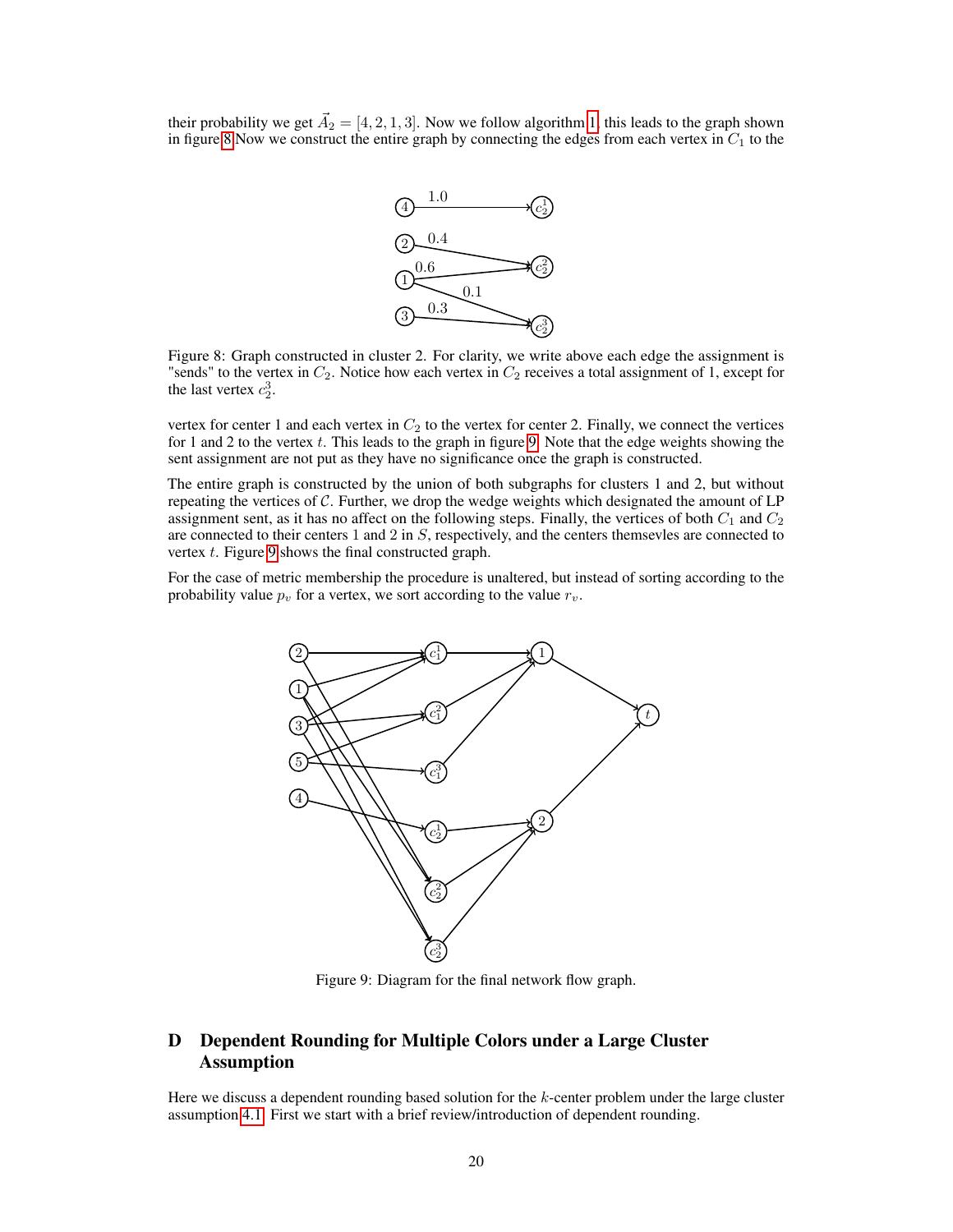their probability we get $\vec{A}_2 = [4, 2, 1, 3]$. Now we follow algorithm 1, this leads to the graph shown in figure 8 Now we construct the entire graph by connecting the edges from each vertex in $C_1$ to the

Figure 8: Graph constructed in cluster 2. For clarity, we write above each edge the assignment is "sends" to the vertex in $C_2$. Notice how each vertex in $C_2$ receives a total assignment of 1, except for the last vertex $c_2^3$.

vertex for center 1 and each vertex in $C_2$ to the vertex for center 2. Finally, we connect the vertices for 1 and 2 to the vertex $t$. This leads to the graph in figure 9. Note that the edge weights showing the sent assignment are not put as they have no significance once the graph is constructed.

The entire graph is constructed by the union of both subgraphs for clusters 1 and 2, but without repeating the vertices of $\mathcal{C}$. Further, we drop the wedge weights which designated the amount of LP assignment sent, as it has no affect on the following steps. Finally, the vertices of both $C_1$ and $C_2$ are connected to their centers 1 and 2 in $S$, respectively, and the centers themsevles are connected to vertex $t$. Figure 9 shows the final constructed graph.

For the case of metric membership the procedure is unaltered, but instead of sorting according to the probability value $p_v$ for a vertex, we sort according to the value $r_v$.

Figure 9: Diagram for the final network flow graph.

## D Dependent Rounding for Multiple Colors under a Large Cluster Assumption

Here we discuss a dependent rounding based solution for the $k$-center problem under the large cluster assumption 4.1. First we start with a brief review/introduction of dependent rounding.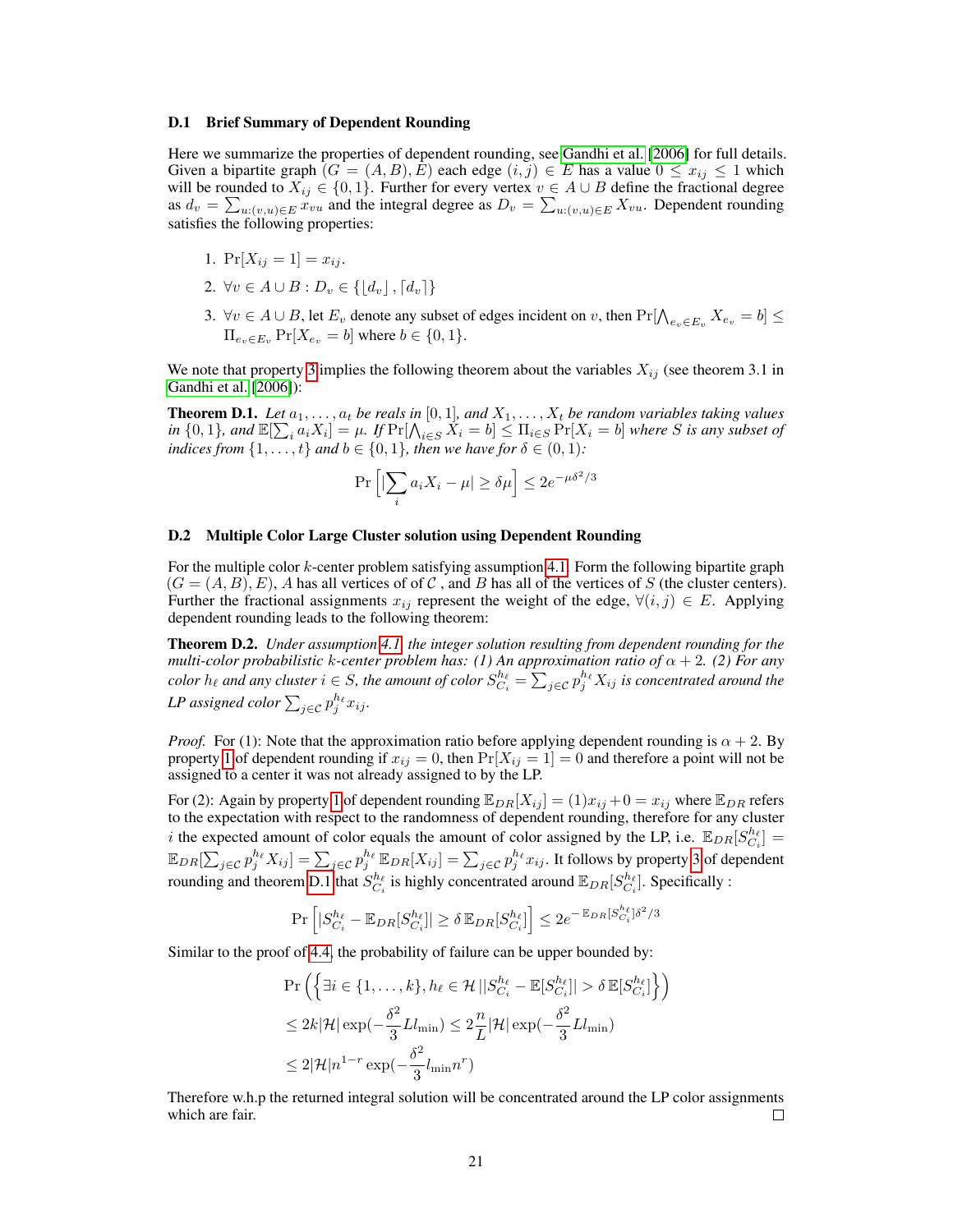### D.1 Brief Summary of Dependent Rounding

Here we summarize the properties of dependent rounding, see Gandhi et al. [2006] for full details. Given a bipartite graph $(G = (A, B), E)$ each edge $(i, j) \in E$ has a value $0 \leq x_{ij} \leq 1$ which will be rounded to $X_{ij} \in \{0, 1\}$. Further for every vertex $v \in A \cup B$ define the fractional degree as $d_v = \sum_{u:(v,u) \in E} x_{vu}$ and the integral degree as $D_v = \sum_{u:(v,u) \in E} X_{vu}$. Dependent rounding satisfies the following properties:

1. $\Pr[X_{ij} = 1] = x_{ij}$.
2. $\forall v \in A \cup B : D_v \in \{\lfloor d_v \rfloor, \lceil d_v \rceil\}$
3. $\forall v \in A \cup B$, let $E_v$ denote any subset of edges incident on $v$, then $\Pr[\bigwedge_{e_v \in E_v} X_{e_v} = b] \leq \Pi_{e_v \in E_v} \Pr[X_{e_v} = b]$ where $b \in \{0, 1\}$.

We note that property 3 implies the following theorem about the variables $X_{ij}$ (see theorem 3.1 in Gandhi et al. [2006]):

**Theorem D.1.** *Let $a_1, \ldots, a_t$ be reals in $[0, 1]$, and $X_1, \ldots, X_t$ be random variables taking values in $\{0, 1\}$, and $\mathbb{E}[\sum_i a_i X_i] = \mu$. If $\Pr[\bigwedge_{i \in S} X_i = b] \leq \Pi_{i \in S} \Pr[X_i = b]$ where $S$ is any subset of indices from $\{1, \ldots, t\}$ and $b \in \{0, 1\}$, then we have for $\delta \in (0, 1)$:*

$$\Pr\left[|\sum_i a_i X_i - \mu| \geq \delta \mu\right] \leq 2e^{-\mu\delta^2/3}$$

### D.2 Multiple Color Large Cluster solution using Dependent Rounding

For the multiple color $k$-center problem satisfying assumption 4.1. Form the following bipartite graph $(G = (A, B), E)$, $A$ has all vertices of of $\mathcal{C}$ , and $B$ has all of the vertices of $S$ (the cluster centers). Further the fractional assignments $x_{ij}$ represent the weight of the edge, $\forall (i, j) \in E$. Applying dependent rounding leads to the following theorem:

**Theorem D.2.** *Under assumption 4.1, the integer solution resulting from dependent rounding for the multi-color probabilistic $k$-center problem has: (1) An approximation ratio of $\alpha + 2$. (2) For any color $h_\ell$ and any cluster $i \in S$, the amount of color $S^{h_\ell}_{C_i} = \sum_{j \in \mathcal{C}} p^{h_\ell}_j X_{ij}$ is concentrated around the LP assigned color $\sum_{j \in \mathcal{C}} p^{h_\ell}_j x_{ij}$.*

*Proof.* For (1): Note that the approximation ratio before applying dependent rounding is $\alpha + 2$. By property 1 of dependent rounding if $x_{ij} = 0$, then $\Pr[X_{ij} = 1] = 0$ and therefore a point will not be assigned to a center it was not already assigned to by the LP.

For (2): Again by property 1 of dependent rounding $\mathbb{E}_{DR}[X_{ij}] = (1)x_{ij} + 0 = x_{ij}$ where $\mathbb{E}_{DR}$ refers to the expectation with respect to the randomness of dependent rounding, therefore for any cluster $i$ the expected amount of color equals the amount of color assigned by the LP, i.e. $\mathbb{E}_{DR}[S^{h_\ell}_{C_i}] = \mathbb{E}_{DR}[\sum_{j \in \mathcal{C}} p^{h_\ell}_j X_{ij}] = \sum_{j \in \mathcal{C}} p^{h_\ell}_j \mathbb{E}_{DR}[X_{ij}] = \sum_{j \in \mathcal{C}} p^{h_\ell}_j x_{ij}$. It follows by property 3 of dependent rounding and theorem D.1 that $S^{h_\ell}_{C_i}$ is highly concentrated around $\mathbb{E}_{DR}[S^{h_\ell}_{C_i}]$. Specifically :

$$\Pr\left[|S^{h_\ell}_{C_i} - \mathbb{E}_{DR}[S^{h_\ell}_{C_i}]| \geq \delta\, \mathbb{E}_{DR}[S^{h_\ell}_{C_i}]\right] \leq 2e^{-\mathbb{E}_{DR}[S^{h_\ell}_{C_i}]\delta^2/3}$$

Similar to the proof of 4.4, the probability of failure can be upper bounded by:

$$\Pr\left(\left\{\exists i \in \{1, \ldots, k\}, h_\ell \in \mathcal{H}\, ||S^{h_\ell}_{C_i} - \mathbb{E}[S^{h_\ell}_{C_i}]| > \delta\, \mathbb{E}[S^{h_\ell}_{C_i}]\right\}\right)$$
$$\leq 2k|\mathcal{H}| \exp(-\frac{\delta^2}{3} L l_{\min}) \leq 2\frac{n}{L}|\mathcal{H}| \exp(-\frac{\delta^2}{3} L l_{\min})$$
$$\leq 2|\mathcal{H}| n^{1-r} \exp(-\frac{\delta^2}{3} l_{\min} n^r)$$

Therefore w.h.p the returned integral solution will be concentrated around the LP color assignments which are fair. $\square$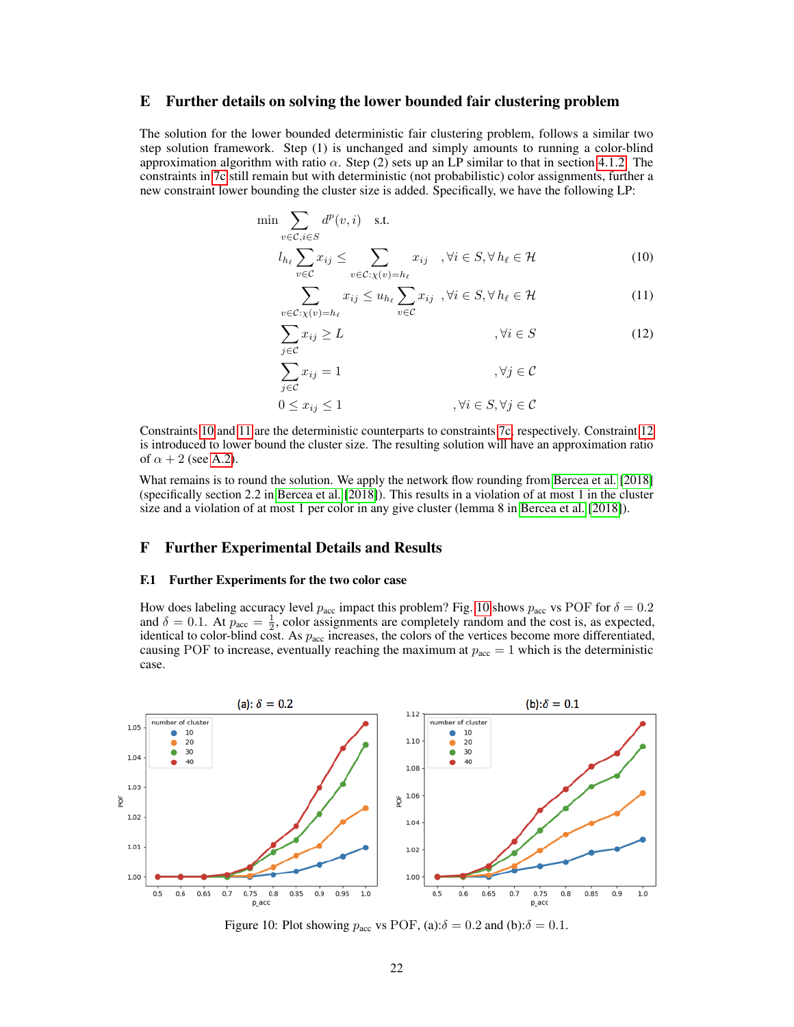## E Further details on solving the lower bounded fair clustering problem

The solution for the lower bounded deterministic fair clustering problem, follows a similar two step solution framework. Step (1) is unchanged and simply amounts to running a color-blind approximation algorithm with ratio $\alpha$. Step (2) sets up an LP similar to that in section 4.1.2. The constraints in 7c still remain but with deterministic (not probabilistic) color assignments, further a new constraint lower bounding the cluster size is added. Specifically, we have the following LP:

$$\min \sum_{v \in \mathcal{C}, i \in S} d^p(v,i) \quad \text{s.t.}$$

$$l_{h_\ell} \sum_{v \in \mathcal{C}} x_{ij} \leq \sum_{v \in \mathcal{C}: \chi(v) = h_\ell} x_{ij} \quad , \forall i \in S, \forall h_\ell \in \mathcal{H} \tag{10}$$

$$\sum_{v \in \mathcal{C}: \chi(v) = h_\ell} x_{ij} \leq u_{h_\ell} \sum_{v \in \mathcal{C}} x_{ij} \quad , \forall i \in S, \forall h_\ell \in \mathcal{H} \tag{11}$$

$$\sum_{j \in \mathcal{C}} x_{ij} \geq L \quad , \forall i \in S \tag{12}$$

$$\sum_{j \in \mathcal{C}} x_{ij} = 1 \quad , \forall j \in \mathcal{C}$$

$$0 \leq x_{ij} \leq 1 \quad , \forall i \in S, \forall j \in \mathcal{C}$$

Constraints 10 and 11 are the deterministic counterparts to constraints 7c, respectively. Constraint 12 is introduced to lower bound the cluster size. The resulting solution will have an approximation ratio of $\alpha + 2$ (see A.2).

What remains is to round the solution. We apply the network flow rounding from Bercea et al. [2018] (specifically section 2.2 in Bercea et al. [2018]). This results in a violation of at most 1 in the cluster size and a violation of at most 1 per color in any give cluster (lemma 8 in Bercea et al. [2018]).

## F Further Experimental Details and Results

### F.1 Further Experiments for the two color case

How does labeling accuracy level $p_{\text{acc}}$ impact this problem? Fig. 10 shows $p_{\text{acc}}$ vs POF for $\delta = 0.2$ and $\delta = 0.1$. At $p_{\text{acc}} = \frac{1}{2}$, color assignments are completely random and the cost is, as expected, identical to color-blind cost. As $p_{\text{acc}}$ increases, the colors of the vertices become more differentiated, causing POF to increase, eventually reaching the maximum at $p_{\text{acc}} = 1$ which is the deterministic case.

Figure 10: Plot showing $p_{\text{acc}}$ vs POF, (a):$\delta = 0.2$ and (b):$\delta = 0.1$.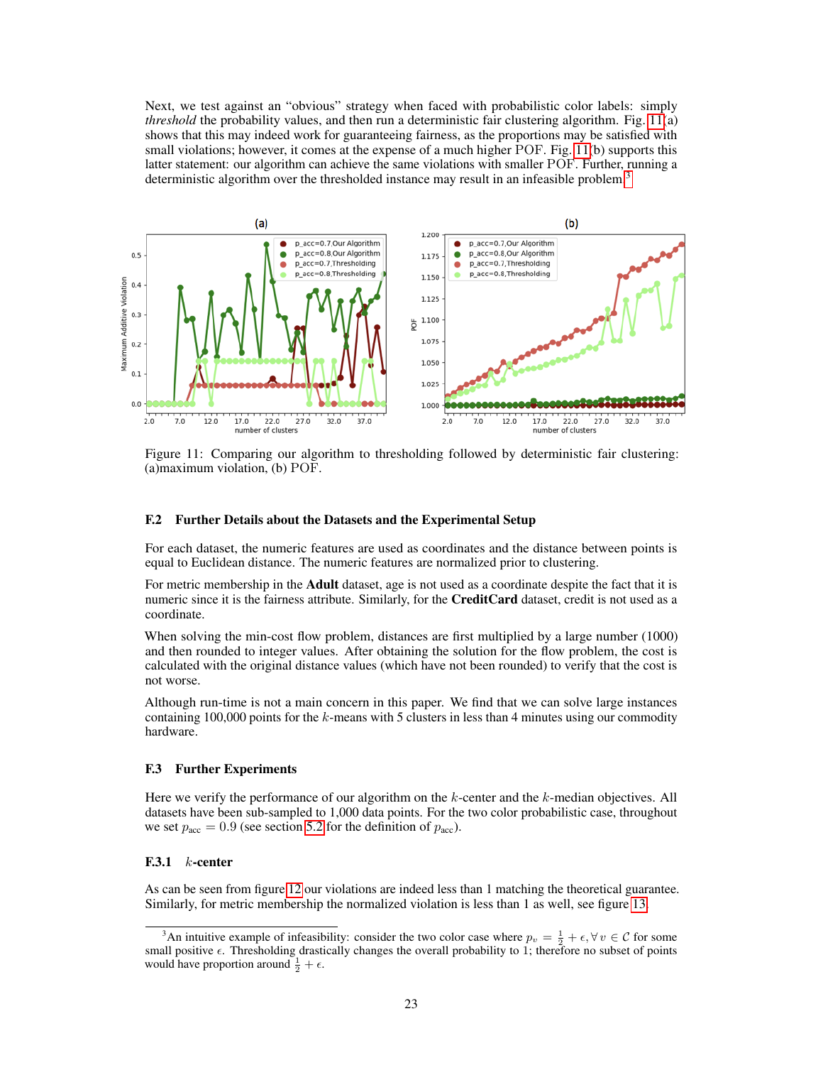Next, we test against an "obvious" strategy when faced with probabilistic color labels: simply *threshold* the probability values, and then run a deterministic fair clustering algorithm. Fig. 11(a) shows that this may indeed work for guaranteeing fairness, as the proportions may be satisfied with small violations; however, it comes at the expense of a much higher POF. Fig. 11(b) supports this latter statement: our algorithm can achieve the same violations with smaller POF. Further, running a deterministic algorithm over the thresholded instance may result in an infeasible problem.[3]

Figure 11: Comparing our algorithm to thresholding followed by deterministic fair clustering: (a)maximum violation, (b) POF.

### F.2 Further Details about the Datasets and the Experimental Setup

For each dataset, the numeric features are used as coordinates and the distance between points is equal to Euclidean distance. The numeric features are normalized prior to clustering.

For metric membership in the **Adult** dataset, age is not used as a coordinate despite the fact that it is numeric since it is the fairness attribute. Similarly, for the **CreditCard** dataset, credit is not used as a coordinate.

When solving the min-cost flow problem, distances are first multiplied by a large number (1000) and then rounded to integer values. After obtaining the solution for the flow problem, the cost is calculated with the original distance values (which have not been rounded) to verify that the cost is not worse.

Although run-time is not a main concern in this paper. We find that we can solve large instances containing 100,000 points for the $k$-means with 5 clusters in less than 4 minutes using our commodity hardware.

### F.3 Further Experiments

Here we verify the performance of our algorithm on the $k$-center and the $k$-median objectives. All datasets have been sub-sampled to 1,000 data points. For the two color probabilistic case, throughout we set $p_{\text{acc}} = 0.9$ (see section 5.2 for the definition of $p_{\text{acc}}$).

#### F.3.1 $k$-center

As can be seen from figure 12 our violations are indeed less than 1 matching the theoretical guarantee. Similarly, for metric membership the normalized violation is less than 1 as well, see figure 13.

[3] An intuitive example of infeasibility: consider the two color case where $p_v = \frac{1}{2} + \epsilon, \forall v \in \mathcal{C}$ for some small positive $\epsilon$. Thresholding drastically changes the overall probability to 1; therefore no subset of points would have proportion around $\frac{1}{2} + \epsilon$.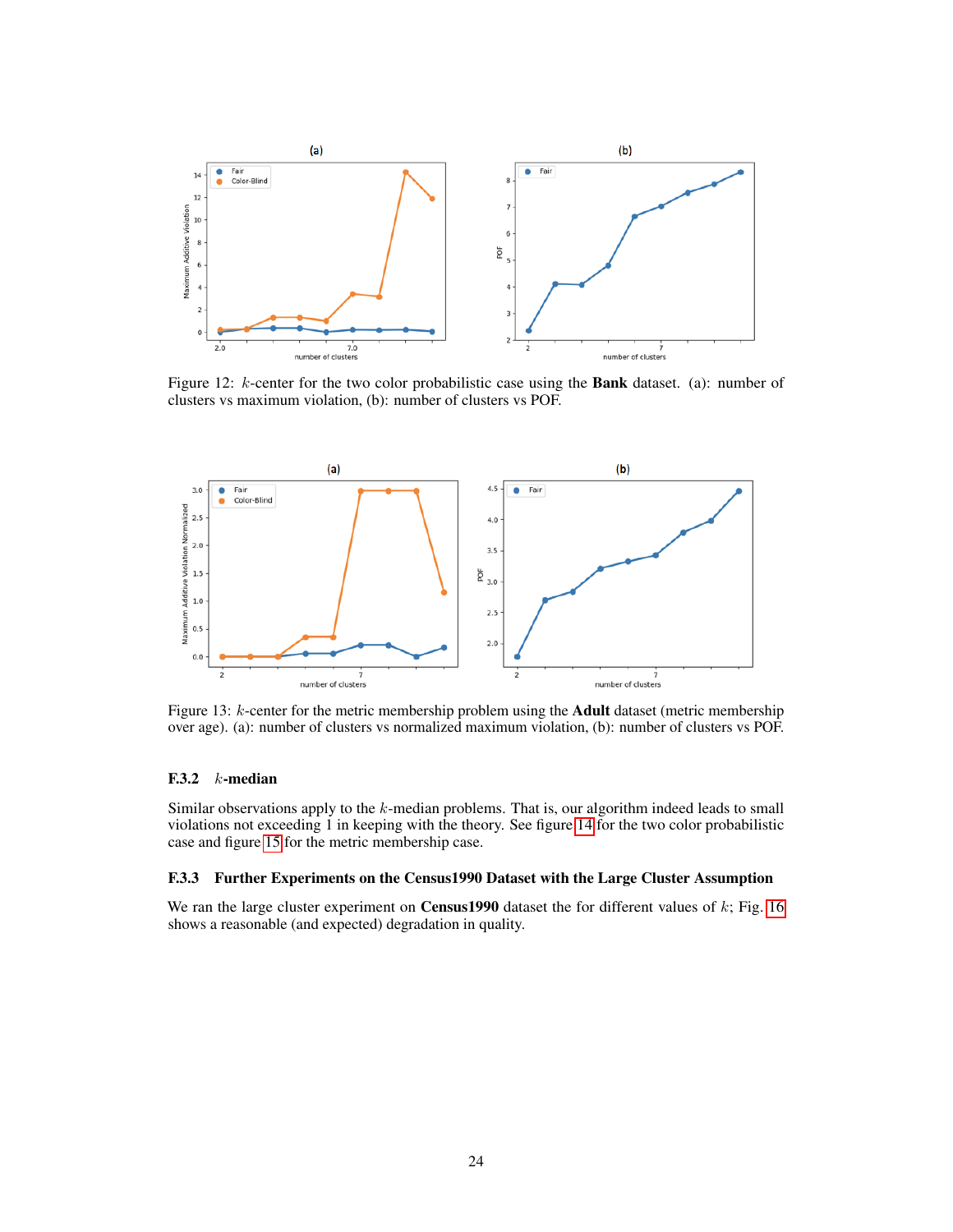Figure 12: $k$-center for the two color probabilistic case using the **Bank** dataset. (a): number of clusters vs maximum violation, (b): number of clusters vs POF.

Figure 13: $k$-center for the metric membership problem using the **Adult** dataset (metric membership over age). (a): number of clusters vs normalized maximum violation, (b): number of clusters vs POF.

#### F.3.2 $k$-median

Similar observations apply to the $k$-median problems. That is, our algorithm indeed leads to small violations not exceeding 1 in keeping with the theory. See figure 14 for the two color probabilistic case and figure 15 for the metric membership case.

#### F.3.3 Further Experiments on the Census1990 Dataset with the Large Cluster Assumption

We ran the large cluster experiment on **Census1990** dataset the for different values of $k$; Fig. 16 shows a reasonable (and expected) degradation in quality.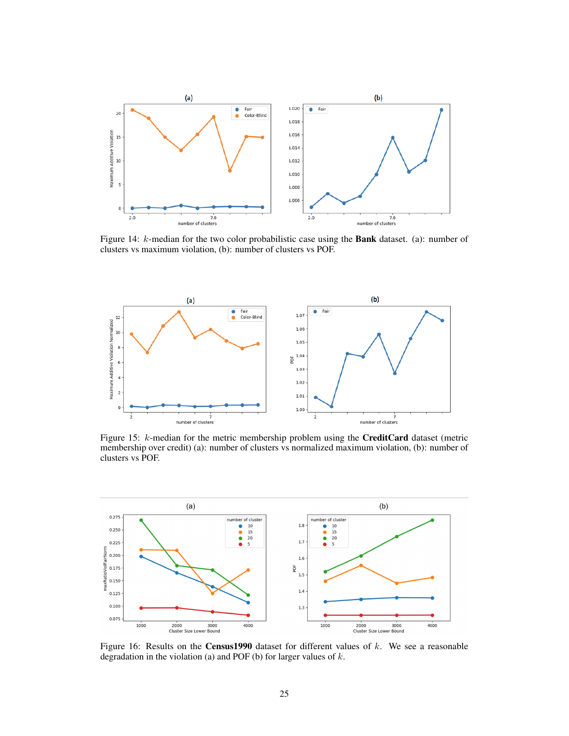(a)

Maximum Additive Violation

20
15
10
5
0

2.0
7.0

number of clusters

Fair
Color-Blind

(b)

1.020
1.018
1.016
1.014
1.012
1.010
1.008
1.006

2.0
7.0

number of clusters

Fair

Figure 14: $k$-median for the two color probabilistic case using the **Bank** dataset. (a): number of clusters vs maximum violation, (b): number of clusters vs POF.

(a)

Maximum Additive Violation Normalized

12
10
8
6
4
2
0

2
7

number of clusters

Fair
Color-Blind

(b)

POF

1.07
1.06
1.05
1.04
1.03
1.02
1.01
1.00

2
7

number of clusters

Fair

Figure 15: $k$-median for the metric membership problem using the **CreditCard** dataset (metric membership over credit) (a): number of clusters vs normalized maximum violation, (b): number of clusters vs POF.

(a)

maxRatioViolFairNorm

0.275
0.250
0.225
0.200
0.175
0.150
0.125
0.100
0.075

1000
2000
3000
4000

Cluster Size Lower Bound

number of cluster
10
15
20
5

(b)

POF

1.8
1.7
1.6
1.5
1.4
1.3

1000
2000
3000
4000

Cluster Size Lower Bound

number of cluster
10
15
20
5

Figure 16: Results on the **Census1990** dataset for different values of $k$. We see a reasonable degradation in the violation (a) and POF (b) for larger values of $k$.